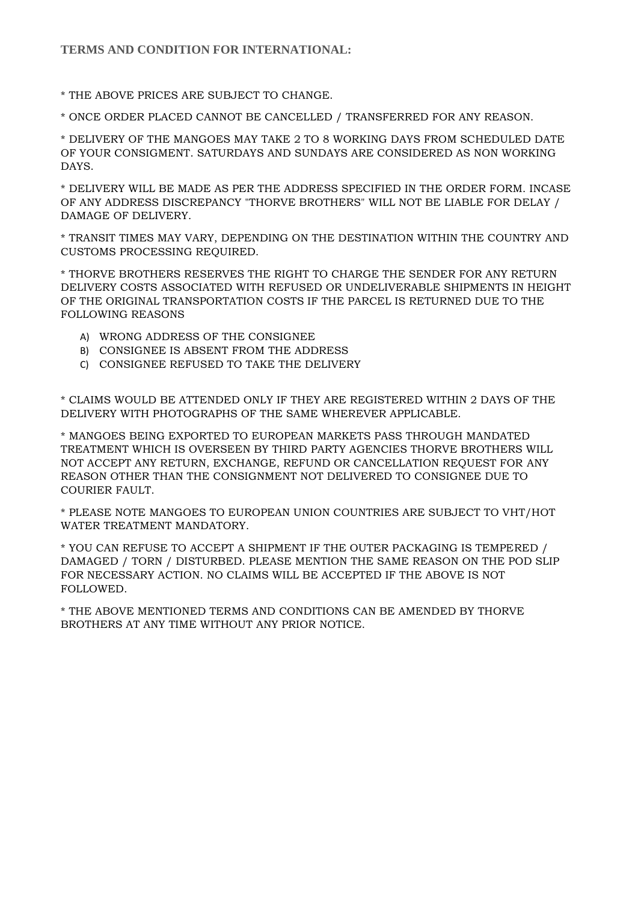**TERMS AND CONDITION FOR INTERNATIONAL:**

* THE ABOVE PRICES ARE SUBJECT TO CHANGE.

* ONCE ORDER PLACED CANNOT BE CANCELLED / TRANSFERRED FOR ANY REASON.

* DELIVERY OF THE MANGOES MAY TAKE 2 TO 8 WORKING DAYS FROM SCHEDULED DATE OF YOUR CONSIGMENT. SATURDAYS AND SUNDAYS ARE CONSIDERED AS NON WORKING DAYS.

* DELIVERY WILL BE MADE AS PER THE ADDRESS SPECIFIED IN THE ORDER FORM. INCASE OF ANY ADDRESS DISCREPANCY "THORVE BROTHERS" WILL NOT BE LIABLE FOR DELAY / DAMAGE OF DELIVERY.

* TRANSIT TIMES MAY VARY, DEPENDING ON THE DESTINATION WITHIN THE COUNTRY AND CUSTOMS PROCESSING REQUIRED.

* THORVE BROTHERS RESERVES THE RIGHT TO CHARGE THE SENDER FOR ANY RETURN DELIVERY COSTS ASSOCIATED WITH REFUSED OR UNDELIVERABLE SHIPMENTS IN HEIGHT OF THE ORIGINAL TRANSPORTATION COSTS IF THE PARCEL IS RETURNED DUE TO THE FOLLOWING REASONS

A) WRONG ADDRESS OF THE CONSIGNEE
B) CONSIGNEE IS ABSENT FROM THE ADDRESS
C) CONSIGNEE REFUSED TO TAKE THE DELIVERY

* CLAIMS WOULD BE ATTENDED ONLY IF THEY ARE REGISTERED WITHIN 2 DAYS OF THE DELIVERY WITH PHOTOGRAPHS OF THE SAME WHEREVER APPLICABLE.

* MANGOES BEING EXPORTED TO EUROPEAN MARKETS PASS THROUGH MANDATED TREATMENT WHICH IS OVERSEEN BY THIRD PARTY AGENCIES THORVE BROTHERS WILL NOT ACCEPT ANY RETURN, EXCHANGE, REFUND OR CANCELLATION REQUEST FOR ANY REASON OTHER THAN THE CONSIGNMENT NOT DELIVERED TO CONSIGNEE DUE TO COURIER FAULT.

* PLEASE NOTE MANGOES TO EUROPEAN UNION COUNTRIES ARE SUBJECT TO VHT/HOT WATER TREATMENT MANDATORY.

* YOU CAN REFUSE TO ACCEPT A SHIPMENT IF THE OUTER PACKAGING IS TEMPERED / DAMAGED / TORN / DISTURBED. PLEASE MENTION THE SAME REASON ON THE POD SLIP FOR NECESSARY ACTION. NO CLAIMS WILL BE ACCEPTED IF THE ABOVE IS NOT FOLLOWED.

* THE ABOVE MENTIONED TERMS AND CONDITIONS CAN BE AMENDED BY THORVE BROTHERS AT ANY TIME WITHOUT ANY PRIOR NOTICE.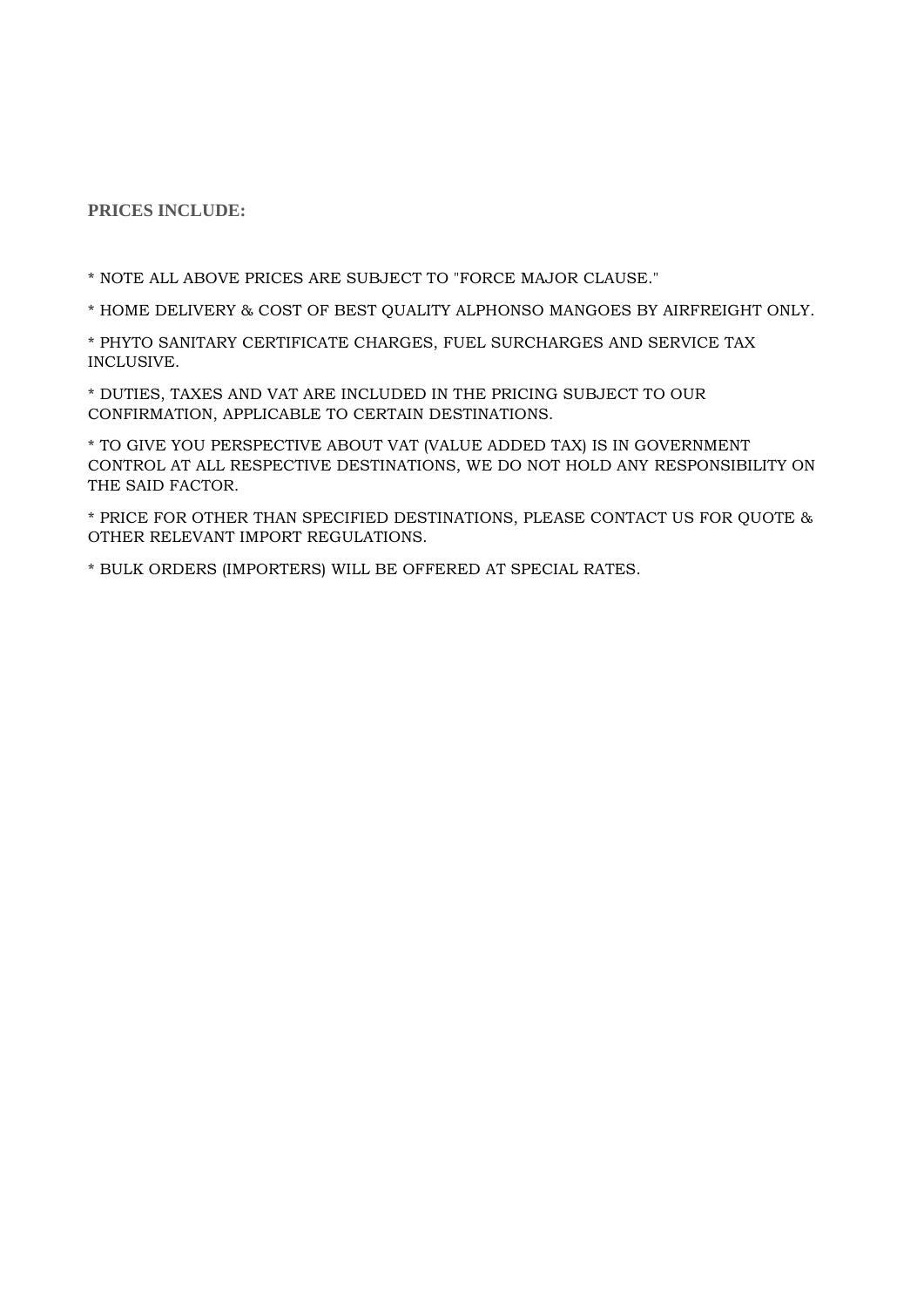**PRICES INCLUDE:**

* NOTE ALL ABOVE PRICES ARE SUBJECT TO "FORCE MAJOR CLAUSE."

* HOME DELIVERY & COST OF BEST QUALITY ALPHONSO MANGOES BY AIRFREIGHT ONLY.

* PHYTO SANITARY CERTIFICATE CHARGES, FUEL SURCHARGES AND SERVICE TAX INCLUSIVE.

* DUTIES, TAXES AND VAT ARE INCLUDED IN THE PRICING SUBJECT TO OUR CONFIRMATION, APPLICABLE TO CERTAIN DESTINATIONS.

* TO GIVE YOU PERSPECTIVE ABOUT VAT (VALUE ADDED TAX) IS IN GOVERNMENT CONTROL AT ALL RESPECTIVE DESTINATIONS, WE DO NOT HOLD ANY RESPONSIBILITY ON THE SAID FACTOR.

* PRICE FOR OTHER THAN SPECIFIED DESTINATIONS, PLEASE CONTACT US FOR QUOTE & OTHER RELEVANT IMPORT REGULATIONS.

* BULK ORDERS (IMPORTERS) WILL BE OFFERED AT SPECIAL RATES.